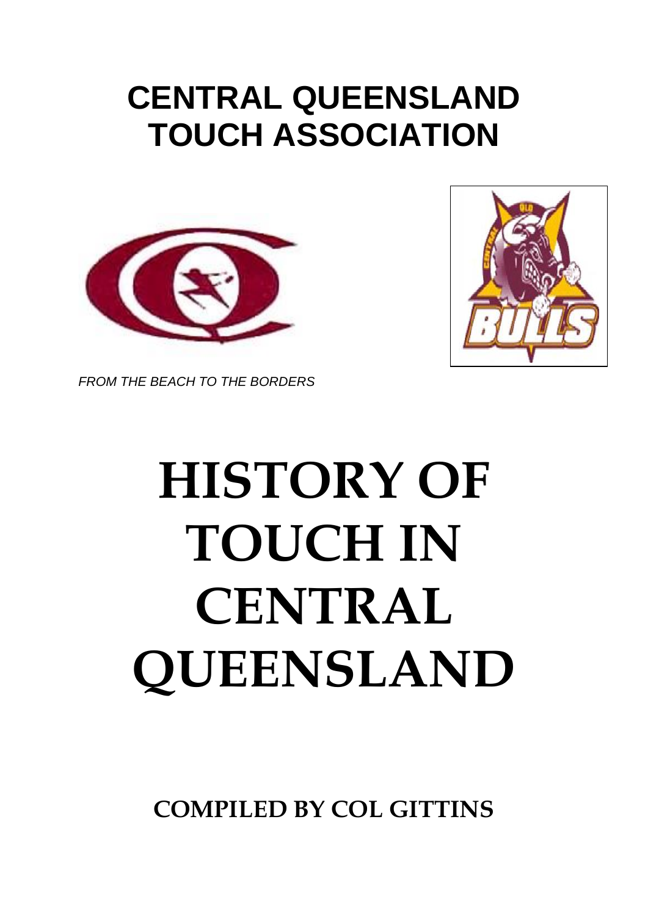# CENTRAL QUEENSLAND TOUCH ASSOCIATION

*FROM THE BEACH TO THE BORDERS*

# HISTORY OF TOUCH IN CENTRAL QUEENSLAND

**COMPILED BY COL GITTINS**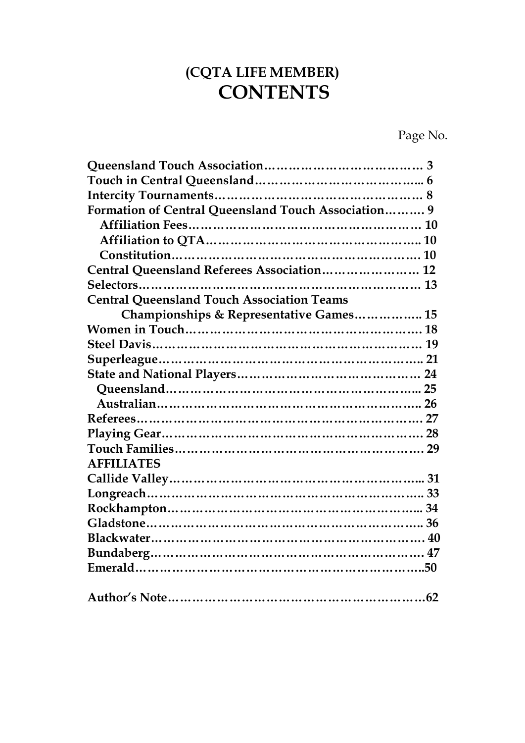# (CQTA LIFE MEMBER)
# CONTENTS

Page No.

| | |
|---|---|
| **Queensland Touch Association** | **3** |
| **Touch in Central Queensland** | **6** |
| **Intercity Tournaments** | **8** |
| **Formation of Central Queensland Touch Association** | **9** |
| &nbsp;&nbsp;**Affiliation Fees** | **10** |
| &nbsp;&nbsp;**Affiliation to QTA** | **10** |
| &nbsp;&nbsp;**Constitution** | **10** |
| **Central Queensland Referees Association** | **12** |
| **Selectors** | **13** |
| **Central Queensland Touch Association Teams Championships & Representative Games** | **15** |
| **Women in Touch** | **18** |
| **Steel Davis** | **19** |
| **Superleague** | **21** |
| **State and National Players** | **24** |
| &nbsp;&nbsp;**Queensland** | **25** |
| &nbsp;&nbsp;**Australian** | **26** |
| **Referees** | **27** |
| **Playing Gear** | **28** |
| **Touch Families** | **29** |
| **AFFILIATES** | |
| **Callide Valley** | **31** |
| **Longreach** | **33** |
| **Rockhampton** | **34** |
| **Gladstone** | **36** |
| **Blackwater** | **40** |
| **Bundaberg** | **47** |
| **Emerald** | **50** |
| | |
| **Author's Note** | **62** |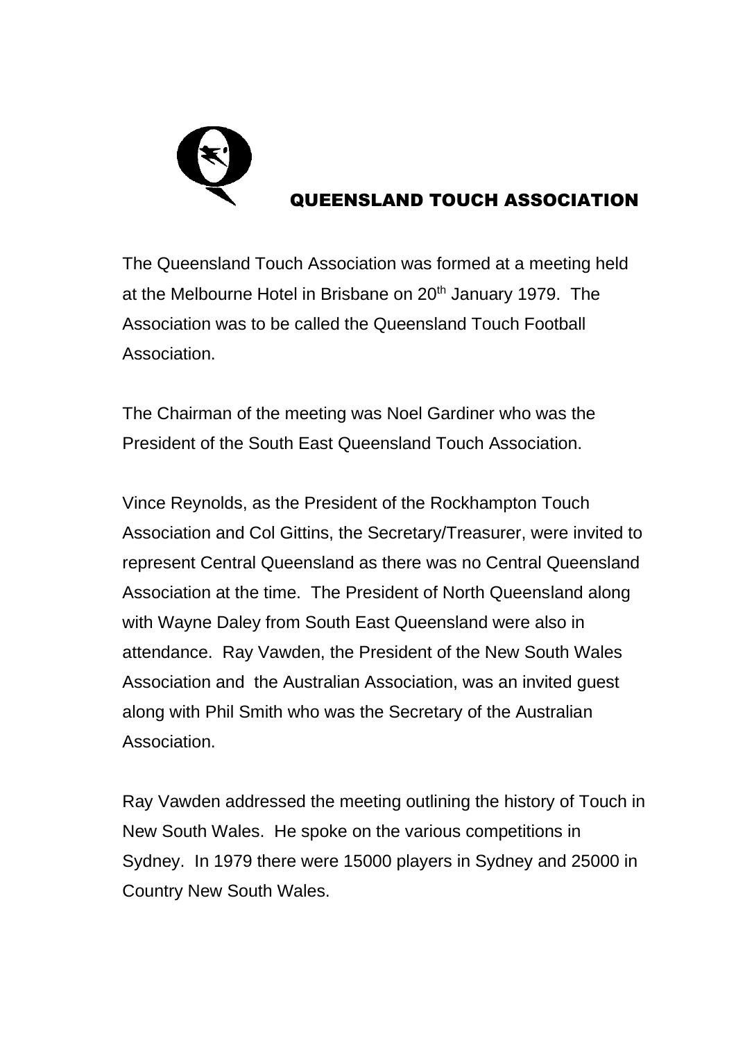# QUEENSLAND TOUCH ASSOCIATION

The Queensland Touch Association was formed at a meeting held at the Melbourne Hotel in Brisbane on 20th January 1979. The Association was to be called the Queensland Touch Football Association.

The Chairman of the meeting was Noel Gardiner who was the President of the South East Queensland Touch Association.

Vince Reynolds, as the President of the Rockhampton Touch Association and Col Gittins, the Secretary/Treasurer, were invited to represent Central Queensland as there was no Central Queensland Association at the time. The President of North Queensland along with Wayne Daley from South East Queensland were also in attendance. Ray Vawden, the President of the New South Wales Association and the Australian Association, was an invited guest along with Phil Smith who was the Secretary of the Australian Association.

Ray Vawden addressed the meeting outlining the history of Touch in New South Wales. He spoke on the various competitions in Sydney. In 1979 there were 15000 players in Sydney and 25000 in Country New South Wales.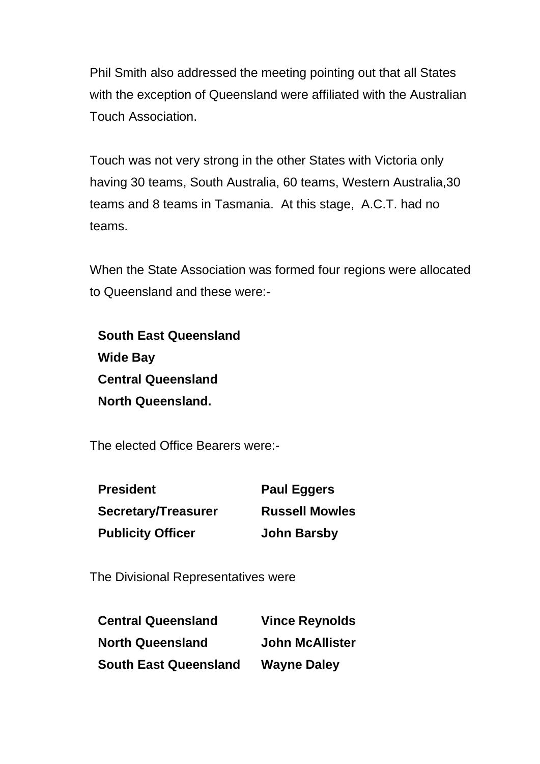Phil Smith also addressed the meeting pointing out that all States with the exception of Queensland were affiliated with the Australian Touch Association.

Touch was not very strong in the other States with Victoria only having 30 teams, South Australia, 60 teams, Western Australia,30 teams and 8 teams in Tasmania.  At this stage,  A.C.T. had no teams.

When the State Association was formed four regions were allocated to Queensland and these were:-

**South East Queensland**
**Wide Bay**
**Central Queensland**
**North Queensland.**

The elected Office Bearers were:-

| | |
|---|---|
| **President** | **Paul Eggers** |
| **Secretary/Treasurer** | **Russell Mowles** |
| **Publicity Officer** | **John Barsby** |

The Divisional Representatives were

| | |
|---|---|
| **Central Queensland** | **Vince Reynolds** |
| **North Queensland** | **John McAllister** |
| **South East Queensland** | **Wayne Daley** |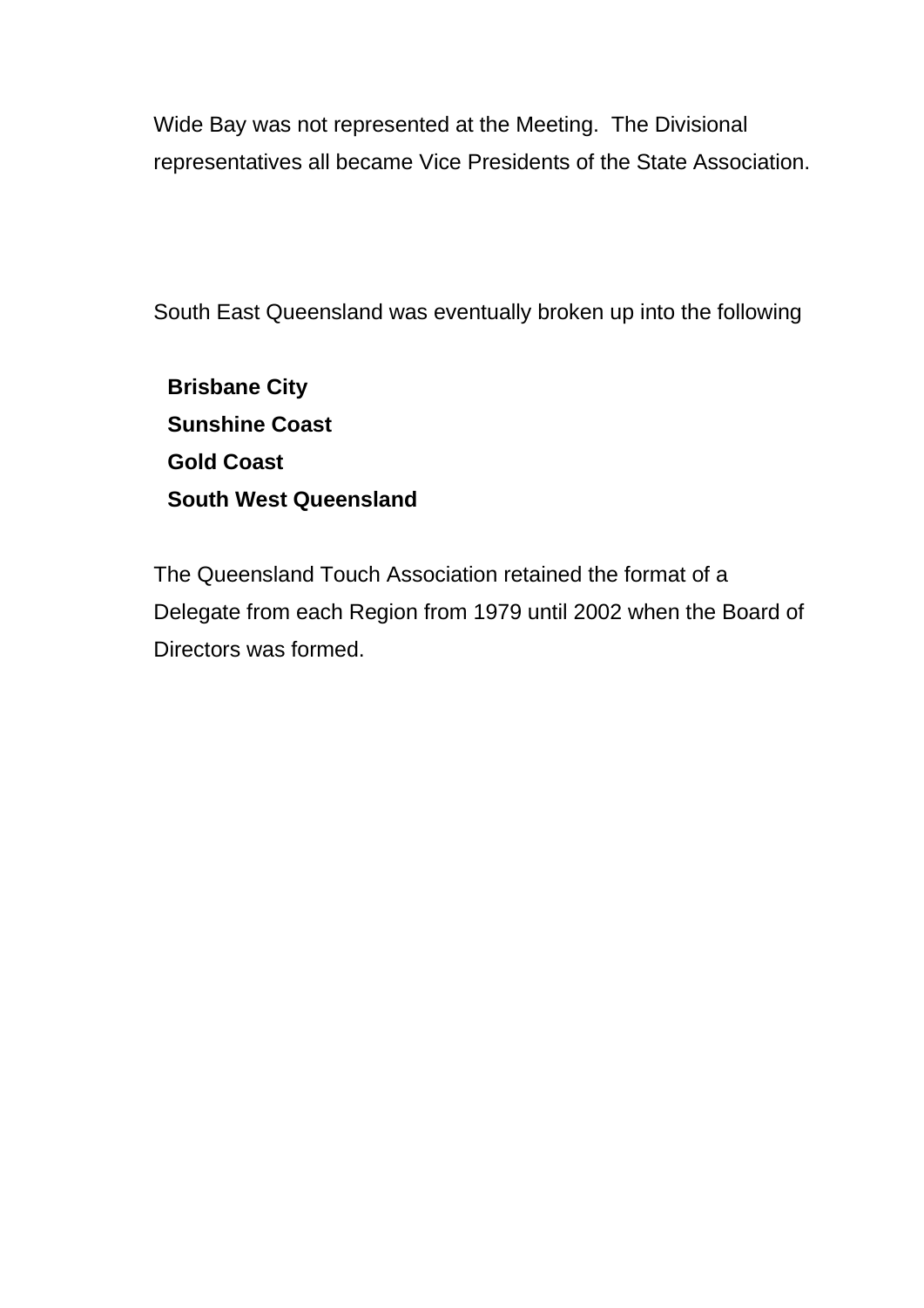Wide Bay was not represented at the Meeting.  The Divisional representatives all became Vice Presidents of the State Association.

South East Queensland was eventually broken up into the following

**Brisbane City**
**Sunshine Coast**
**Gold Coast**
**South West Queensland**

The Queensland Touch Association retained the format of a Delegate from each Region from 1979 until 2002 when the Board of Directors was formed.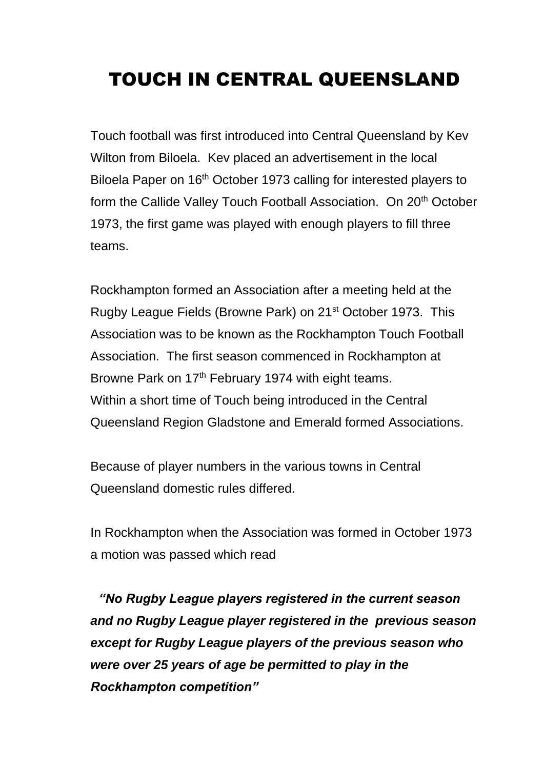# TOUCH IN CENTRAL QUEENSLAND

Touch football was first introduced into Central Queensland by Kev Wilton from Biloela. Kev placed an advertisement in the local Biloela Paper on 16th October 1973 calling for interested players to form the Callide Valley Touch Football Association. On 20th October 1973, the first game was played with enough players to fill three teams.

Rockhampton formed an Association after a meeting held at the Rugby League Fields (Browne Park) on 21st October 1973. This Association was to be known as the Rockhampton Touch Football Association. The first season commenced in Rockhampton at Browne Park on 17th February 1974 with eight teams.
Within a short time of Touch being introduced in the Central Queensland Region Gladstone and Emerald formed Associations.

Because of player numbers in the various towns in Central Queensland domestic rules differed.

In Rockhampton when the Association was formed in October 1973 a motion was passed which read

***"No Rugby League players registered in the current season and no Rugby League player registered in the previous season except for Rugby League players of the previous season who were over 25 years of age be permitted to play in the Rockhampton competition"***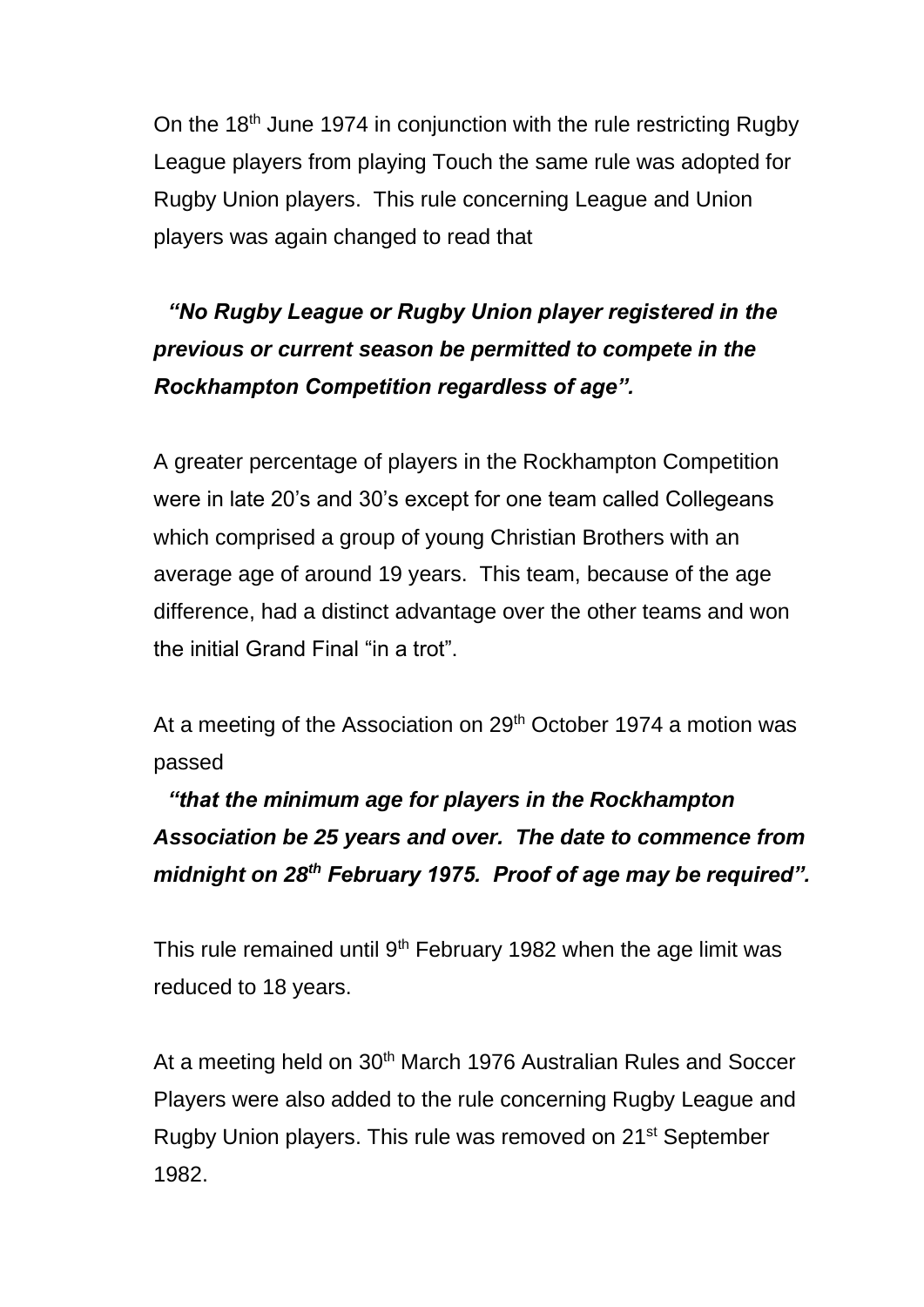On the 18th June 1974 in conjunction with the rule restricting Rugby League players from playing Touch the same rule was adopted for Rugby Union players. This rule concerning League and Union players was again changed to read that

***"No Rugby League or Rugby Union player registered in the previous or current season be permitted to compete in the Rockhampton Competition regardless of age".***

A greater percentage of players in the Rockhampton Competition were in late 20's and 30's except for one team called Collegeans which comprised a group of young Christian Brothers with an average age of around 19 years. This team, because of the age difference, had a distinct advantage over the other teams and won the initial Grand Final "in a trot".

At a meeting of the Association on 29th October 1974 a motion was passed

***"that the minimum age for players in the Rockhampton Association be 25 years and over. The date to commence from midnight on 28th February 1975. Proof of age may be required".***

This rule remained until 9th February 1982 when the age limit was reduced to 18 years.

At a meeting held on 30th March 1976 Australian Rules and Soccer Players were also added to the rule concerning Rugby League and Rugby Union players. This rule was removed on 21st September 1982.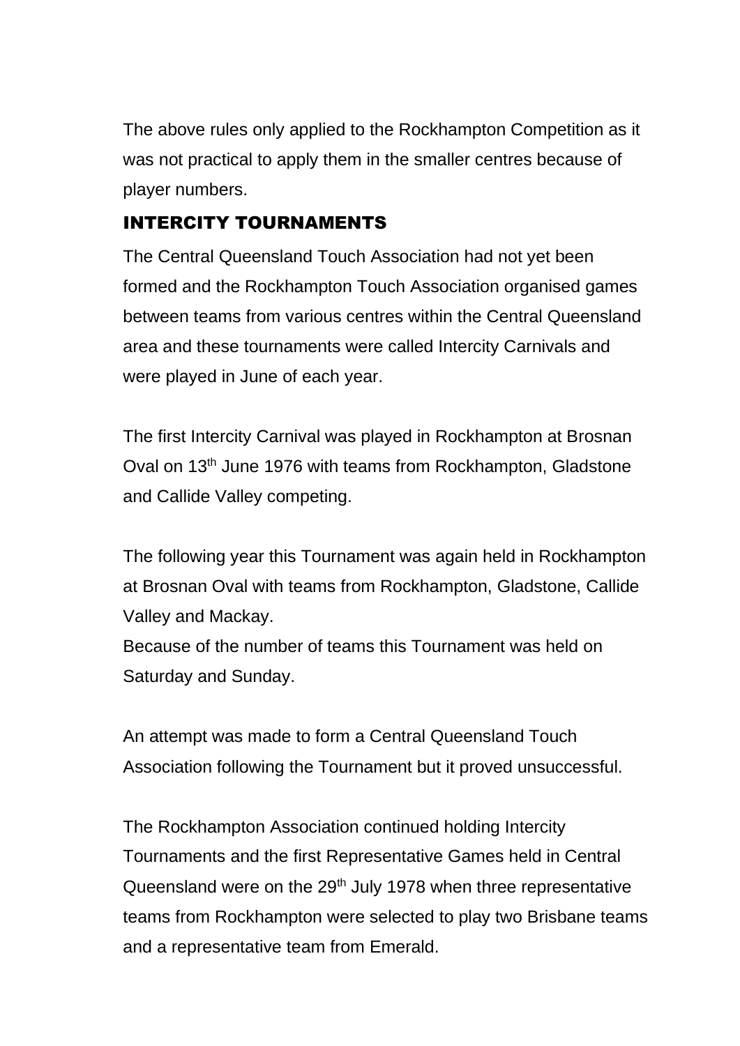The above rules only applied to the Rockhampton Competition as it was not practical to apply them in the smaller centres because of player numbers.

## INTERCITY TOURNAMENTS

The Central Queensland Touch Association had not yet been formed and the Rockhampton Touch Association organised games between teams from various centres within the Central Queensland area and these tournaments were called Intercity Carnivals and were played in June of each year.

The first Intercity Carnival was played in Rockhampton at Brosnan Oval on 13th June 1976 with teams from Rockhampton, Gladstone and Callide Valley competing.

The following year this Tournament was again held in Rockhampton at Brosnan Oval with teams from Rockhampton, Gladstone, Callide Valley and Mackay.
Because of the number of teams this Tournament was held on Saturday and Sunday.

An attempt was made to form a Central Queensland Touch Association following the Tournament but it proved unsuccessful.

The Rockhampton Association continued holding Intercity Tournaments and the first Representative Games held in Central Queensland were on the 29th July 1978 when three representative teams from Rockhampton were selected to play two Brisbane teams and a representative team from Emerald.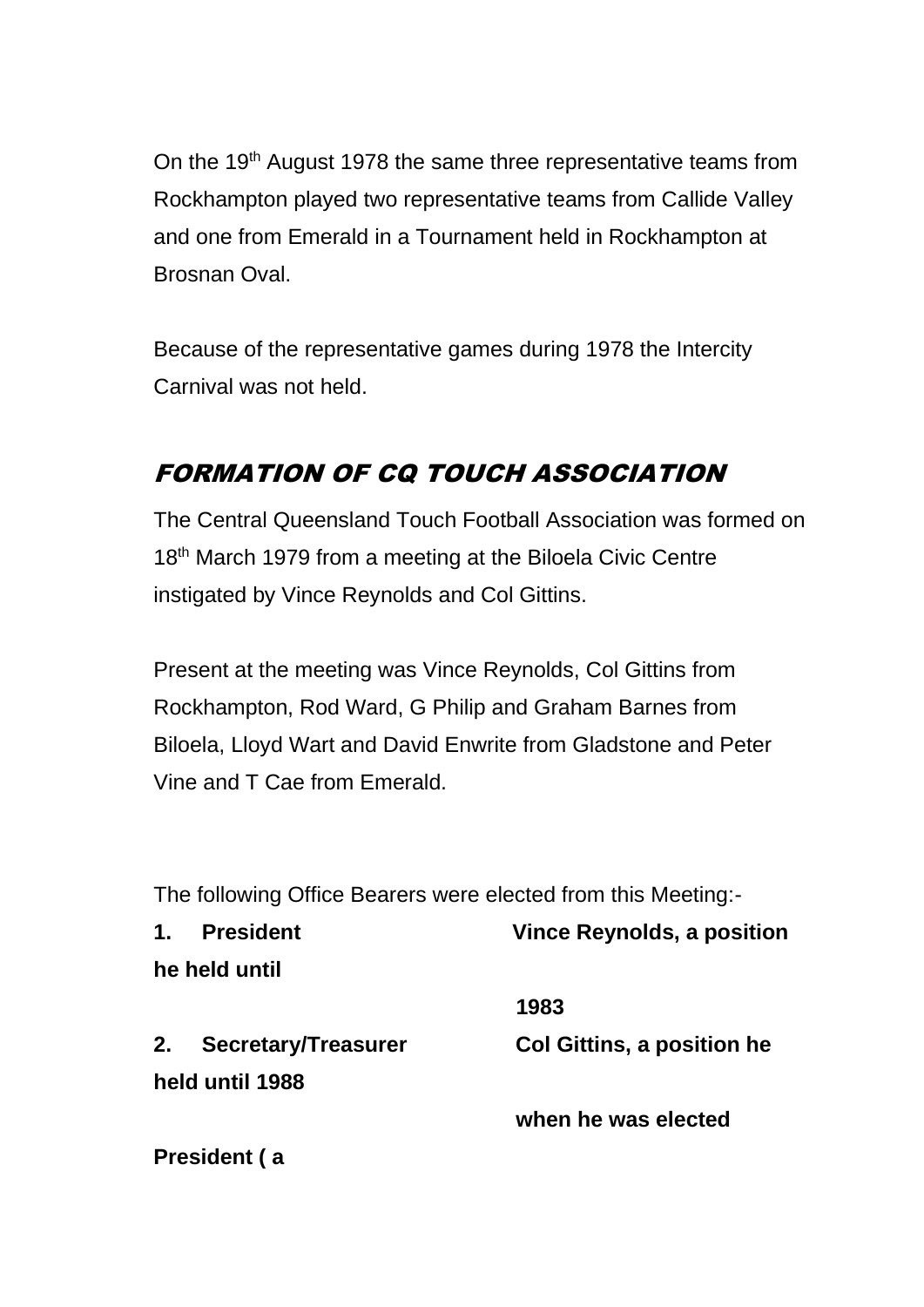On the 19th August 1978 the same three representative teams from Rockhampton played two representative teams from Callide Valley and one from Emerald in a Tournament held in Rockhampton at Brosnan Oval.

Because of the representative games during 1978 the Intercity Carnival was not held.

## *FORMATION OF CQ TOUCH ASSOCIATION*

The Central Queensland Touch Football Association was formed on 18th March 1979 from a meeting at the Biloela Civic Centre instigated by Vince Reynolds and Col Gittins.

Present at the meeting was Vince Reynolds, Col Gittins from Rockhampton, Rod Ward, G Philip and Graham Barnes from Biloela, Lloyd Wart and David Enwrite from Gladstone and Peter Vine and T Cae from Emerald.

The following Office Bearers were elected from this Meeting:-

**1. President** **Vince Reynolds, a position he held until 1983**

**2. Secretary/Treasurer** **Col Gittins, a position he held until 1988 when he was elected President ( a**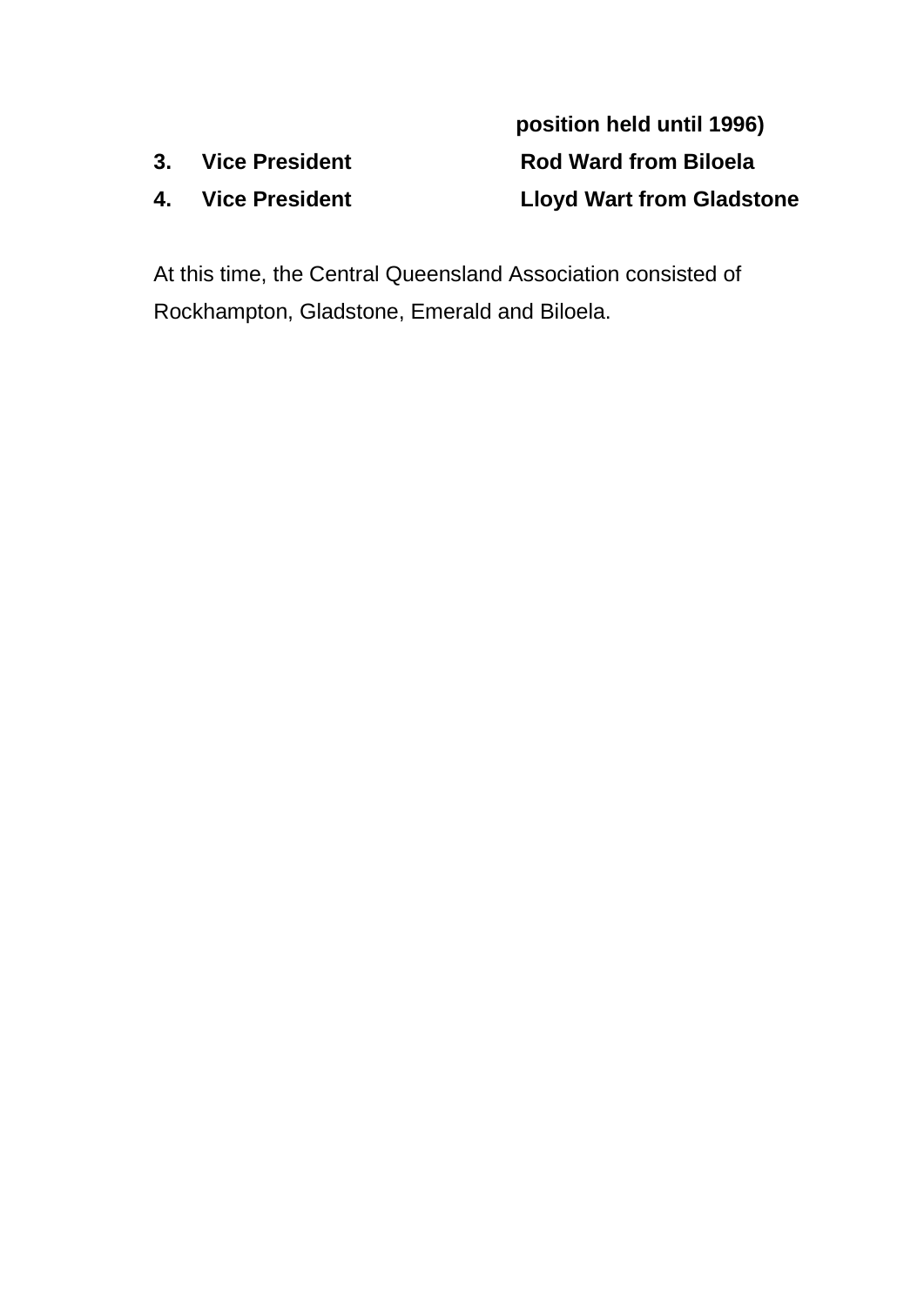**position held until 1996)**

3. **Vice President** **Rod Ward from Biloela**
4. **Vice President** **Lloyd Wart from Gladstone**

At this time, the Central Queensland Association consisted of Rockhampton, Gladstone, Emerald and Biloela.